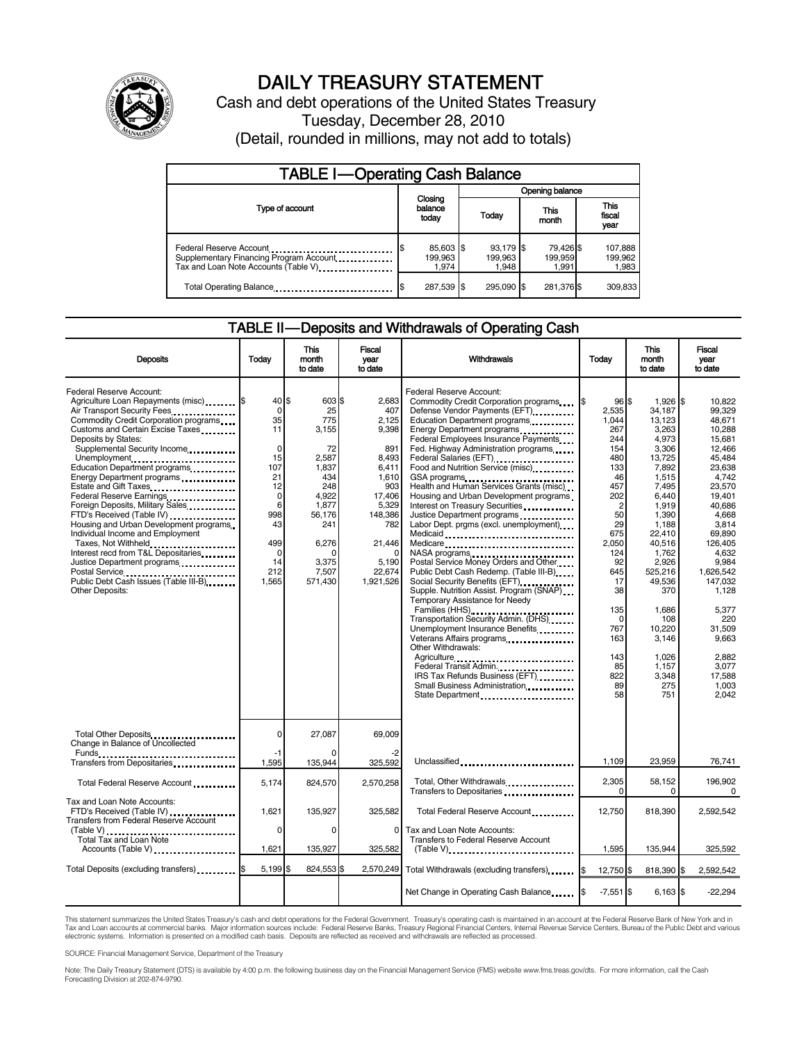# DAILY TREASURY STATEMENT

Cash and debt operations of the United States Treasury

Tuesday, December 28, 2010

(Detail, rounded in millions, may not add to totals)

## TABLE I—Operating Cash Balance

| Type of account | Closing balance today | Opening balance Today | Opening balance This month | Opening balance This fiscal year |
|---|---|---|---|---|
| Federal Reserve Account | $ 85,603 | $ 93,179 | $ 79,426 | $ 107,888 |
| Supplementary Financing Program Account | 199,963 | 199,963 | 199,959 | 199,962 |
| Tax and Loan Note Accounts (Table V) | 1,974 | 1,948 | 1,991 | 1,983 |
| Total Operating Balance | $ 287,539 | $ 295,090 | $ 281,376 | $ 309,833 |

## TABLE II—Deposits and Withdrawals of Operating Cash

| Deposits | Today | This month to date | Fiscal year to date | Withdrawals | Today | This month to date | Fiscal year to date |
|---|---|---|---|---|---|---|---|
| Federal Reserve Account: | | | | Federal Reserve Account: | | | |
| Agriculture Loan Repayments (misc) | $ 40 | $ 603 | $ 2,683 | Commodity Credit Corporation programs | $ 96 | $ 1,926 | $ 10,822 |
| Air Transport Security Fees | 0 | 25 | 407 | Defense Vendor Payments (EFT) | 2,535 | 34,187 | 99,329 |
| Commodity Credit Corporation programs | 35 | 775 | 2,125 | Education Department programs | 1,044 | 13,123 | 48,671 |
| Customs and Certain Excise Taxes | 11 | 3,155 | 9,398 | Energy Department programs | 267 | 3,263 | 10,288 |
| Deposits by States: | | | | Federal Employees Insurance Payments | 244 | 4,973 | 15,681 |
| Supplemental Security Income | 0 | 72 | 891 | Fed. Highway Administration programs | 154 | 3,306 | 12,466 |
| Unemployment | 15 | 2,587 | 8,493 | Federal Salaries (EFT) | 480 | 13,725 | 45,484 |
| Education Department programs | 107 | 1,837 | 6,411 | Food and Nutrition Service (misc) | 133 | 7,892 | 23,638 |
| Energy Department programs | 21 | 434 | 1,610 | GSA programs | 46 | 1,515 | 4,742 |
| Estate and Gift Taxes | 12 | 248 | 903 | Health and Human Services Grants (misc) | 457 | 7,495 | 23,570 |
| Federal Reserve Earnings | 0 | 4,922 | 17,406 | Housing and Urban Development programs | 202 | 6,440 | 19,401 |
| Foreign Deposits, Military Sales | 6 | 1,877 | 5,329 | Interest on Treasury Securities | 2 | 1,919 | 40,686 |
| FTD's Received (Table IV) | 998 | 56,176 | 148,386 | Justice Department programs | 50 | 1,390 | 4,668 |
| Housing and Urban Development programs | 43 | 241 | 782 | Labor Dept. prgms (excl. unemployment) | 29 | 1,188 | 3,814 |
| Individual Income and Employment | | | | Medicaid | 675 | 22,410 | 69,890 |
| Taxes, Not Withheld | 499 | 6,276 | 21,446 | Medicare | 2,050 | 40,516 | 126,405 |
| Interest recd from T&L Depositaries | 0 | 0 | 0 | NASA programs | 124 | 1,762 | 4,632 |
| Justice Department programs | 14 | 3,375 | 5,190 | Postal Service Money Orders and Other | 92 | 2,926 | 9,984 |
| Postal Service | 212 | 7,507 | 22,674 | Public Debt Cash Redemp. (Table III-B) | 645 | 525,216 | 1,626,542 |
| Public Debt Cash Issues (Table III-B) | 1,565 | 571,430 | 1,921,526 | Social Security Benefits (EFT) | 17 | 49,536 | 147,032 |
| Other Deposits: | | | | Supple. Nutrition Assist. Program (SNAP) | 38 | 370 | 1,128 |
| | | | | Temporary Assistance for Needy Families (HHS) | 135 | 1,686 | 5,377 |
| | | | | Transportation Security Admin. (DHS) | 0 | 108 | 220 |
| | | | | Unemployment Insurance Benefits | 767 | 10,220 | 31,509 |
| | | | | Veterans Affairs programs | 163 | 3,146 | 9,663 |
| | | | | Other Withdrawals: | | | |
| | | | | Agriculture | 143 | 1,026 | 2,882 |
| | | | | Federal Transit Admin. | 85 | 1,157 | 3,077 |
| | | | | IRS Tax Refunds Business (EFT) | 822 | 3,348 | 17,588 |
| | | | | Small Business Administration | 89 | 275 | 1,003 |
| | | | | State Department | 58 | 751 | 2,042 |
| Total Other Deposits | 0 | 27,087 | 69,009 | | | | |
| Change in Balance of Uncollected Funds | -1 | 0 | -2 | | | | |
| Transfers from Depositaries | 1,595 | 135,944 | 325,592 | Unclassified | 1,109 | 23,959 | 76,741 |
| Total Federal Reserve Account | 5,174 | 824,570 | 2,570,258 | Total, Other Withdrawals | 2,305 | 58,152 | 196,902 |
| | | | | Transfers to Depositaries | 0 | 0 | 0 |
| Tax and Loan Note Accounts: | | | | | | | |
| FTD's Received (Table IV) | 1,621 | 135,927 | 325,582 | Total Federal Reserve Account | 12,750 | 818,390 | 2,592,542 |
| Transfers from Federal Reserve Account (Table V) | 0 | 0 | 0 | Tax and Loan Note Accounts: | | | |
| Total Tax and Loan Note Accounts (Table V) | 1,621 | 135,927 | 325,582 | Transfers to Federal Reserve Account (Table V) | 1,595 | 135,944 | 325,592 |
| Total Deposits (excluding transfers) | $ 5,199 | $ 824,553 | $ 2,570,249 | Total Withdrawals (excluding transfers) | $ 12,750 | $ 818,390 | $ 2,592,542 |
| | | | | Net Change in Operating Cash Balance | $ -7,551 | $ 6,163 | $ -22,294 |

This statement summarizes the United States Treasury's cash and debt operations for the Federal Government. Treasury's operating cash is maintained in an account at the Federal Reserve Bank of New York and in Tax and Loan accounts at commercial banks. Major information sources include: Federal Reserve Banks, Treasury Regional Financial Centers, Internal Revenue Service Centers, Bureau of the Public Debt and various electronic systems. Information is presented on a modified cash basis. Deposits are reflected as received and withdrawals are reflected as processed.

SOURCE: Financial Management Service, Department of the Treasury

Note: The Daily Treasury Statement (DTS) is available by 4:00 p.m. the following business day on the Financial Management Service (FMS) website www.fms.treas.gov/dts. For more information, call the Cash Forecasting Division at 202-874-9790.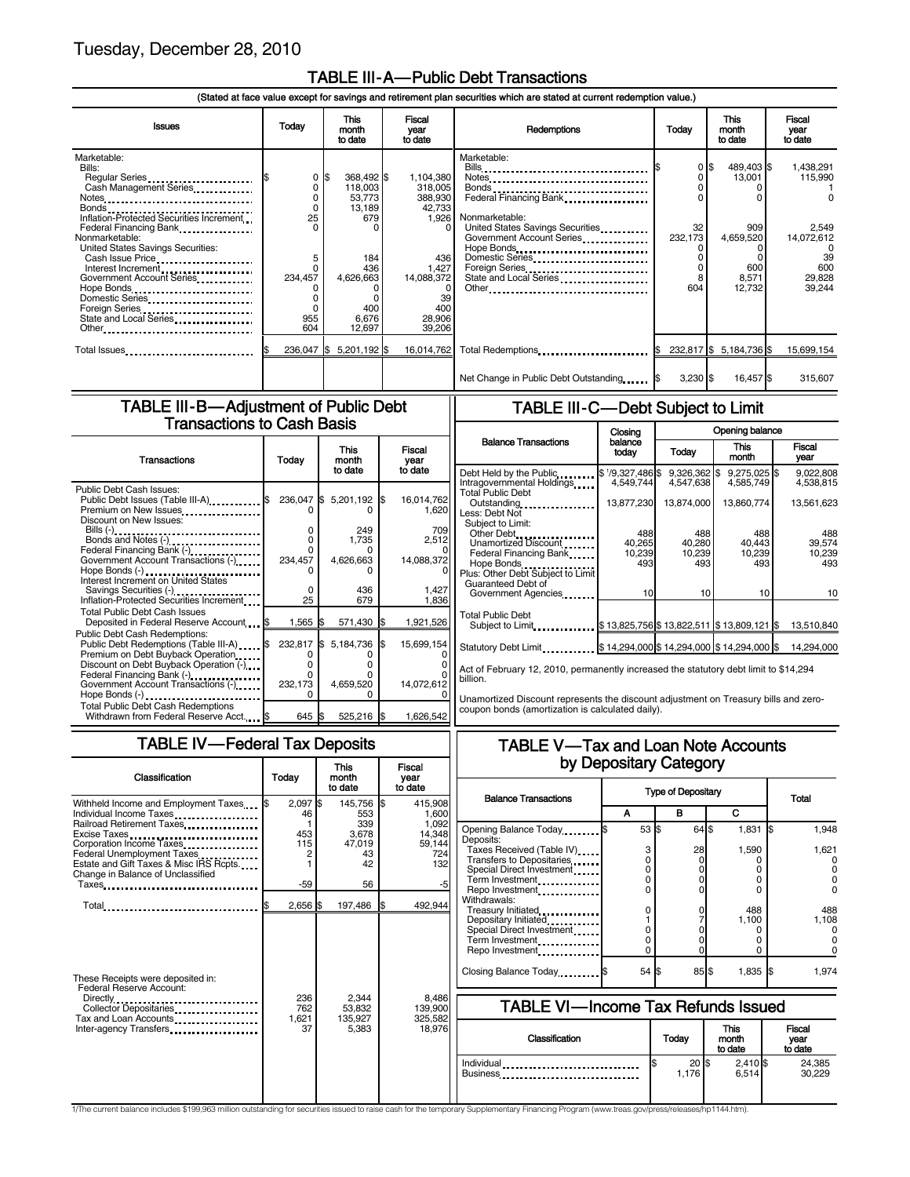Tuesday, December 28, 2010

## TABLE III-A—Public Debt Transactions

(Stated at face value except for savings and retirement plan securities which are stated at current redemption value.)

| Issues | Today | This month to date | Fiscal year to date |
|---|---|---|---|
| Marketable: | | | |
| Bills: | | | |
| Regular Series | $ 0 | $ 368,492 | $ 1,104,380 |
| Cash Management Series | 0 | 118,003 | 318,005 |
| Notes | 0 | 53,773 | 388,930 |
| Bonds | 0 | 13,189 | 42,733 |
| Inflation-Protected Securities Increment | 25 | 679 | 1,926 |
| Federal Financing Bank | 0 | 0 | 0 |
| Nonmarketable: | | | |
| United States Savings Securities: | | | |
| Cash Issue Price | 5 | 184 | 436 |
| Interest Increment | 0 | 436 | 1,427 |
| Government Account Series | 234,457 | 4,626,663 | 14,088,372 |
| Hope Bonds | 0 | 0 | 0 |
| Domestic Series | 0 | 0 | 39 |
| Foreign Series | 0 | 400 | 400 |
| State and Local Series | 955 | 6,676 | 28,906 |
| Other | 604 | 12,697 | 39,206 |
| Total Issues | $ 236,047 | $ 5,201,192 | $ 16,014,762 |

| Redemptions | Today | This month to date | Fiscal year to date |
|---|---|---|---|
| Marketable: | | | |
| Bills | $ 0 | $ 489,403 | $ 1,438,291 |
| Notes | 0 | 13,001 | 115,990 |
| Bonds | 0 | 0 | 1 |
| Federal Financing Bank | 0 | 0 | 0 |
| Nonmarketable: | | | |
| United States Savings Securities | 32 | 909 | 2,549 |
| Government Account Series | 232,173 | 4,659,520 | 14,072,612 |
| Hope Bonds | 0 | 0 | 0 |
| Domestic Series | 0 | 0 | 39 |
| Foreign Series | 0 | 600 | 600 |
| State and Local Series | 8 | 8,571 | 29,828 |
| Other | 604 | 12,732 | 39,244 |
| Total Redemptions | $ 232,817 | $ 5,184,736 | $ 15,699,154 |
| Net Change in Public Debt Outstanding | $ 3,230 | $ 16,457 | $ 315,607 |

## TABLE III-B—Adjustment of Public Debt Transactions to Cash Basis

| Transactions | Today | This month to date | Fiscal year to date |
|---|---|---|---|
| Public Debt Cash Issues: | | | |
| Public Debt Issues (Table III-A) | $ 236,047 | $ 5,201,192 | $ 16,014,762 |
| Premium on New Issues | 0 | 0 | 1,620 |
| Discount on New Issues: | | | |
| Bills (-) | 0 | 249 | 709 |
| Bonds and Notes (-) | 0 | 1,735 | 2,512 |
| Federal Financing Bank (-) | 0 | 0 | 0 |
| Government Account Transactions (-) | 234,457 | 4,626,663 | 14,088,372 |
| Hope Bonds (-) | 0 | 0 | 0 |
| Interest Increment on United States Savings Securities (-) | 0 | 436 | 1,427 |
| Inflation-Protected Securities Increment | 25 | 679 | 1,836 |
| Total Public Debt Cash Issues Deposited in Federal Reserve Account | $ 1,565 | $ 571,430 | $ 1,921,526 |
| Public Debt Cash Redemptions: | | | |
| Public Debt Redemptions (Table III-A) | $ 232,817 | $ 5,184,736 | $ 15,699,154 |
| Premium on Debt Buyback Operation | 0 | 0 | 0 |
| Discount on Debt Buyback Operation (-) | 0 | 0 | 0 |
| Federal Financing Bank (-) | 0 | 0 | 0 |
| Government Account Transactions (-) | 232,173 | 4,659,520 | 14,072,612 |
| Hope Bonds (-) | 0 | 0 | 0 |
| Total Public Debt Cash Redemptions Withdrawn from Federal Reserve Acct. | $ 645 | $ 525,216 | $ 1,626,542 |

## TABLE III-C—Debt Subject to Limit

| Balance Transactions | Closing balance today | Opening balance Today | This month | Fiscal year |
|---|---|---|---|---|
| Debt Held by the Public | $ [1]9,327,486 | $ 9,326,362 | $ 9,275,025 | $ 9,022,808 |
| Intragovernmental Holdings | 4,549,744 | 4,547,638 | 4,585,749 | 4,538,815 |
| Total Public Debt Outstanding | 13,877,230 | 13,874,000 | 13,860,774 | 13,561,623 |
| Less: Debt Not Subject to Limit: | | | | |
| Other Debt | 488 | 488 | 488 | 488 |
| Unamortized Discount | 40,265 | 40,280 | 40,443 | 39,574 |
| Federal Financing Bank | 10,239 | 10,239 | 10,239 | 10,239 |
| Hope Bonds | 493 | 493 | 493 | 493 |
| Plus: Other Debt Subject to Limit Guaranteed Debt of Government Agencies | 10 | 10 | 10 | 10 |
| Total Public Debt Subject to Limit | $ 13,825,756 | $ 13,822,511 | $ 13,809,121 | $ 13,510,840 |
| Statutory Debt Limit | $ 14,294,000 | $ 14,294,000 | $ 14,294,000 | $ 14,294,000 |

Act of February 12, 2010, permanently increased the statutory debt limit to $14,294 billion.

Unamortized Discount represents the discount adjustment on Treasury bills and zero-coupon bonds (amortization is calculated daily).

## TABLE IV—Federal Tax Deposits

| Classification | Today | This month to date | Fiscal year to date |
|---|---|---|---|
| Withheld Income and Employment Taxes | $ 2,097 | $ 145,756 | $ 415,908 |
| Individual Income Taxes | 46 | 553 | 1,600 |
| Railroad Retirement Taxes | 1 | 339 | 1,092 |
| Excise Taxes | 453 | 3,678 | 14,348 |
| Corporation Income Taxes | 115 | 47,019 | 59,144 |
| Federal Unemployment Taxes | 2 | 43 | 724 |
| Estate and Gift Taxes & Misc IRS Rcpts. | 1 | 42 | 132 |
| Change in Balance of Unclassified Taxes | -59 | 56 | -5 |
| Total | $ 2,656 | $ 197,486 | $ 492,944 |
| These Receipts were deposited in: | | | |
| Federal Reserve Account: | | | |
| Directly | 236 | 2,344 | 8,486 |
| Collector Depositaries | 762 | 53,832 | 139,900 |
| Tax and Loan Accounts | 1,621 | 135,927 | 325,582 |
| Inter-agency Transfers | 37 | 5,383 | 18,976 |

## TABLE V—Tax and Loan Note Accounts by Depositary Category

| Balance Transactions | Type of Depositary A | B | C | Total |
|---|---|---|---|---|
| Opening Balance Today | $ 53 | $ 64 | $ 1,831 | $ 1,948 |
| Deposits: | | | | |
| Taxes Received (Table IV) | 3 | 28 | 1,590 | 1,621 |
| Transfers to Depositaries | 0 | 0 | 0 | 0 |
| Special Direct Investment | 0 | 0 | 0 | 0 |
| Term Investment | 0 | 0 | 0 | 0 |
| Repo Investment | 0 | 0 | 0 | 0 |
| Withdrawals: | | | | |
| Treasury Initiated | 0 | 0 | 488 | 488 |
| Depositary Initiated | 1 | 7 | 1,100 | 1,108 |
| Special Direct Investment | 0 | 0 | 0 | 0 |
| Term Investment | 0 | 0 | 0 | 0 |
| Repo Investment | 0 | 0 | 0 | 0 |
| Closing Balance Today | $ 54 | $ 85 | $ 1,835 | $ 1,974 |

## TABLE VI—Income Tax Refunds Issued

| Classification | Today | This month to date | Fiscal year to date |
|---|---|---|---|
| Individual | $ 20 | $ 2,410 | $ 24,385 |
| Business | 1,176 | 6,514 | 30,229 |

1/The current balance includes $199,963 million outstanding for securities issued to raise cash for the temporary Supplementary Financing Program (www.treas.gov/press/releases/hp1144.htm).